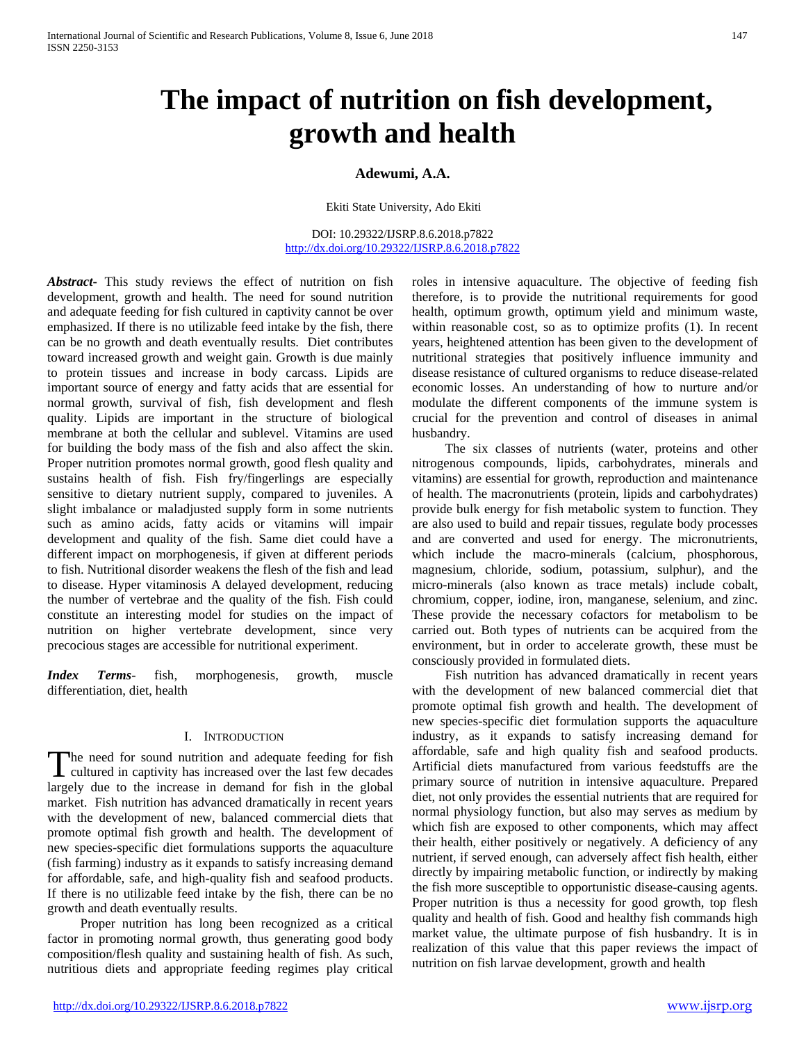# The impact of nutrition on fish development, growth and health

**Adewumi, A.A.**

Ekiti State University, Ado Ekiti

DOI: 10.29322/IJSRP.8.6.2018.p7822
http://dx.doi.org/10.29322/IJSRP.8.6.2018.p7822

***Abstract*-** This study reviews the effect of nutrition on fish development, growth and health. The need for sound nutrition and adequate feeding for fish cultured in captivity cannot be over emphasized. If there is no utilizable feed intake by the fish, there can be no growth and death eventually results. Diet contributes toward increased growth and weight gain. Growth is due mainly to protein tissues and increase in body carcass. Lipids are important source of energy and fatty acids that are essential for normal growth, survival of fish, fish development and flesh quality. Lipids are important in the structure of biological membrane at both the cellular and sublevel. Vitamins are used for building the body mass of the fish and also affect the skin. Proper nutrition promotes normal growth, good flesh quality and sustains health of fish. Fish fry/fingerlings are especially sensitive to dietary nutrient supply, compared to juveniles. A slight imbalance or maladjusted supply form in some nutrients such as amino acids, fatty acids or vitamins will impair development and quality of the fish. Same diet could have a different impact on morphogenesis, if given at different periods to fish. Nutritional disorder weakens the flesh of the fish and lead to disease. Hyper vitaminosis A delayed development, reducing the number of vertebrae and the quality of the fish. Fish could constitute an interesting model for studies on the impact of nutrition on higher vertebrate development, since very precocious stages are accessible for nutritional experiment.

***Index Terms*-** fish, morphogenesis, growth, muscle differentiation, diet, health

## I. Introduction

The need for sound nutrition and adequate feeding for fish cultured in captivity has increased over the last few decades largely due to the increase in demand for fish in the global market. Fish nutrition has advanced dramatically in recent years with the development of new, balanced commercial diets that promote optimal fish growth and health. The development of new species-specific diet formulations supports the aquaculture (fish farming) industry as it expands to satisfy increasing demand for affordable, safe, and high-quality fish and seafood products. If there is no utilizable feed intake by the fish, there can be no growth and death eventually results.

Proper nutrition has long been recognized as a critical factor in promoting normal growth, thus generating good body composition/flesh quality and sustaining health of fish. As such, nutritious diets and appropriate feeding regimes play critical roles in intensive aquaculture. The objective of feeding fish therefore, is to provide the nutritional requirements for good health, optimum growth, optimum yield and minimum waste, within reasonable cost, so as to optimize profits (1). In recent years, heightened attention has been given to the development of nutritional strategies that positively influence immunity and disease resistance of cultured organisms to reduce disease-related economic losses. An understanding of how to nurture and/or modulate the different components of the immune system is crucial for the prevention and control of diseases in animal husbandry.

The six classes of nutrients (water, proteins and other nitrogenous compounds, lipids, carbohydrates, minerals and vitamins) are essential for growth, reproduction and maintenance of health. The macronutrients (protein, lipids and carbohydrates) provide bulk energy for fish metabolic system to function. They are also used to build and repair tissues, regulate body processes and are converted and used for energy. The micronutrients, which include the macro-minerals (calcium, phosphorous, magnesium, chloride, sodium, potassium, sulphur), and the micro-minerals (also known as trace metals) include cobalt, chromium, copper, iodine, iron, manganese, selenium, and zinc. These provide the necessary cofactors for metabolism to be carried out. Both types of nutrients can be acquired from the environment, but in order to accelerate growth, these must be consciously provided in formulated diets.

Fish nutrition has advanced dramatically in recent years with the development of new balanced commercial diet that promote optimal fish growth and health. The development of new species-specific diet formulation supports the aquaculture industry, as it expands to satisfy increasing demand for affordable, safe and high quality fish and seafood products. Artificial diets manufactured from various feedstuffs are the primary source of nutrition in intensive aquaculture. Prepared diet, not only provides the essential nutrients that are required for normal physiology function, but also may serves as medium by which fish are exposed to other components, which may affect their health, either positively or negatively. A deficiency of any nutrient, if served enough, can adversely affect fish health, either directly by impairing metabolic function, or indirectly by making the fish more susceptible to opportunistic disease-causing agents. Proper nutrition is thus a necessity for good growth, top flesh quality and health of fish. Good and healthy fish commands high market value, the ultimate purpose of fish husbandry. It is in realization of this value that this paper reviews the impact of nutrition on fish larvae development, growth and health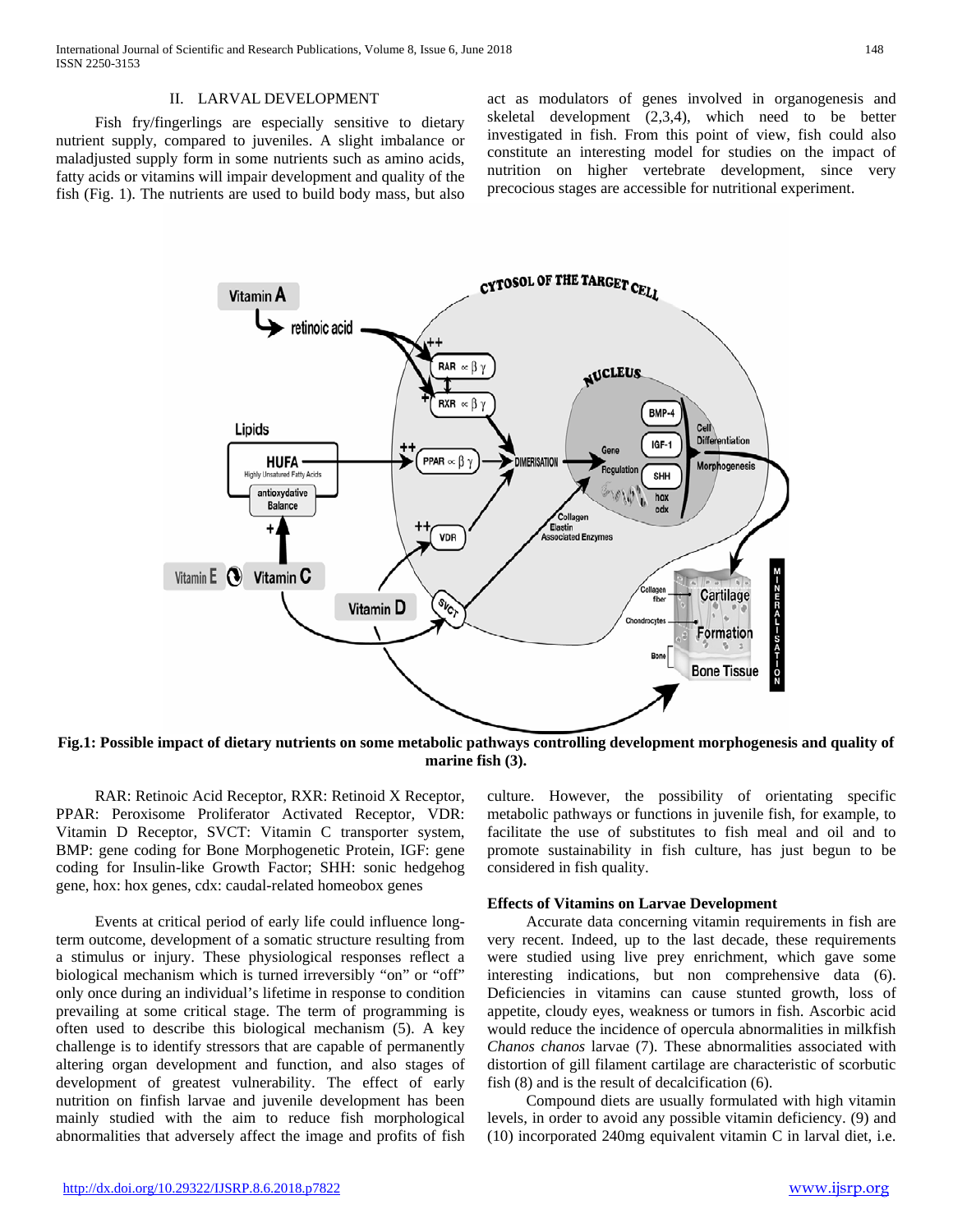## II. LARVAL DEVELOPMENT

Fish fry/fingerlings are especially sensitive to dietary nutrient supply, compared to juveniles. A slight imbalance or maladjusted supply form in some nutrients such as amino acids, fatty acids or vitamins will impair development and quality of the fish (Fig. 1). The nutrients are used to build body mass, but also act as modulators of genes involved in organogenesis and skeletal development (2,3,4), which need to be better investigated in fish. From this point of view, fish could also constitute an interesting model for studies on the impact of nutrition on higher vertebrate development, since very precocious stages are accessible for nutritional experiment.

**Fig.1: Possible impact of dietary nutrients on some metabolic pathways controlling development morphogenesis and quality of marine fish (3).**

RAR: Retinoic Acid Receptor, RXR: Retinoid X Receptor, PPAR: Peroxisome Proliferator Activated Receptor, VDR: Vitamin D Receptor, SVCT: Vitamin C transporter system, BMP: gene coding for Bone Morphogenetic Protein, IGF: gene coding for Insulin-like Growth Factor; SHH: sonic hedgehog gene, hox: hox genes, cdx: caudal-related homeobox genes

Events at critical period of early life could influence long-term outcome, development of a somatic structure resulting from a stimulus or injury. These physiological responses reflect a biological mechanism which is turned irreversibly "on" or "off" only once during an individual's lifetime in response to condition prevailing at some critical stage. The term of programming is often used to describe this biological mechanism (5). A key challenge is to identify stressors that are capable of permanently altering organ development and function, and also stages of development of greatest vulnerability. The effect of early nutrition on finfish larvae and juvenile development has been mainly studied with the aim to reduce fish morphological abnormalities that adversely affect the image and profits of fish culture. However, the possibility of orientating specific metabolic pathways or functions in juvenile fish, for example, to facilitate the use of substitutes to fish meal and oil and to promote sustainability in fish culture, has just begun to be considered in fish quality.

**Effects of Vitamins on Larvae Development**

Accurate data concerning vitamin requirements in fish are very recent. Indeed, up to the last decade, these requirements were studied using live prey enrichment, which gave some interesting indications, but non comprehensive data (6). Deficiencies in vitamins can cause stunted growth, loss of appetite, cloudy eyes, weakness or tumors in fish. Ascorbic acid would reduce the incidence of opercula abnormalities in milkfish *Chanos chanos* larvae (7). These abnormalities associated with distortion of gill filament cartilage are characteristic of scorbutic fish (8) and is the result of decalcification (6).

Compound diets are usually formulated with high vitamin levels, in order to avoid any possible vitamin deficiency. (9) and (10) incorporated 240mg equivalent vitamin C in larval diet, i.e.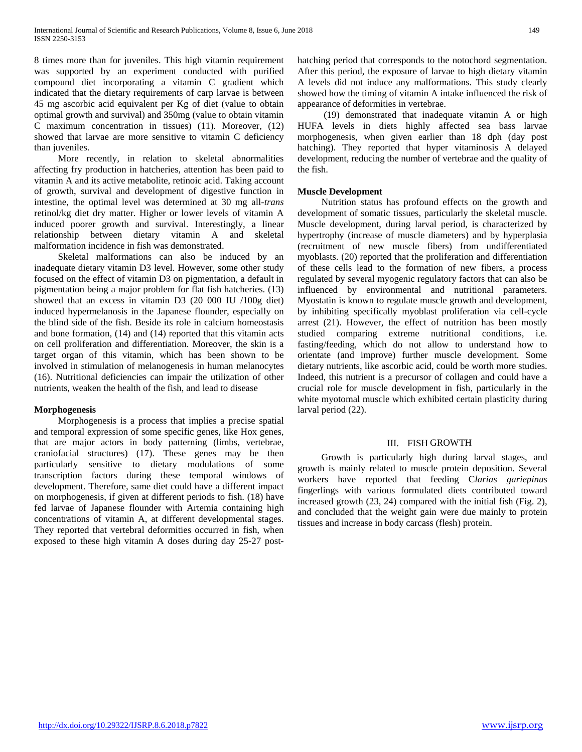8 times more than for juveniles. This high vitamin requirement was supported by an experiment conducted with purified compound diet incorporating a vitamin C gradient which indicated that the dietary requirements of carp larvae is between 45 mg ascorbic acid equivalent per Kg of diet (value to obtain optimal growth and survival) and 350mg (value to obtain vitamin C maximum concentration in tissues) (11). Moreover, (12) showed that larvae are more sensitive to vitamin C deficiency than juveniles.

More recently, in relation to skeletal abnormalities affecting fry production in hatcheries, attention has been paid to vitamin A and its active metabolite, retinoic acid. Taking account of growth, survival and development of digestive function in intestine, the optimal level was determined at 30 mg all-*trans* retinol/kg diet dry matter. Higher or lower levels of vitamin A induced poorer growth and survival. Interestingly, a linear relationship between dietary vitamin A and skeletal malformation incidence in fish was demonstrated.

Skeletal malformations can also be induced by an inadequate dietary vitamin D3 level. However, some other study focused on the effect of vitamin D3 on pigmentation, a default in pigmentation being a major problem for flat fish hatcheries. (13) showed that an excess in vitamin D3 (20 000 IU /100g diet) induced hypermelanosis in the Japanese flounder, especially on the blind side of the fish. Beside its role in calcium homeostasis and bone formation, (14) and (14) reported that this vitamin acts on cell proliferation and differentiation. Moreover, the skin is a target organ of this vitamin, which has been shown to be involved in stimulation of melanogenesis in human melanocytes (16). Nutritional deficiencies can impair the utilization of other nutrients, weaken the health of the fish, and lead to disease

**Morphogenesis**

Morphogenesis is a process that implies a precise spatial and temporal expression of some specific genes, like Hox genes, that are major actors in body patterning (limbs, vertebrae, craniofacial structures) (17). These genes may be then particularly sensitive to dietary modulations of some transcription factors during these temporal windows of development. Therefore, same diet could have a different impact on morphogenesis, if given at different periods to fish. (18) have fed larvae of Japanese flounder with Artemia containing high concentrations of vitamin A, at different developmental stages. They reported that vertebral deformities occurred in fish, when exposed to these high vitamin A doses during day 25-27 post-hatching period that corresponds to the notochord segmentation. After this period, the exposure of larvae to high dietary vitamin A levels did not induce any malformations. This study clearly showed how the timing of vitamin A intake influenced the risk of appearance of deformities in vertebrae.

(19) demonstrated that inadequate vitamin A or high HUFA levels in diets highly affected sea bass larvae morphogenesis, when given earlier than 18 dph (day post hatching). They reported that hyper vitaminosis A delayed development, reducing the number of vertebrae and the quality of the fish.

**Muscle Development**

Nutrition status has profound effects on the growth and development of somatic tissues, particularly the skeletal muscle. Muscle development, during larval period, is characterized by hypertrophy (increase of muscle diameters) and by hyperplasia (recruitment of new muscle fibers) from undifferentiated myoblasts. (20) reported that the proliferation and differentiation of these cells lead to the formation of new fibers, a process regulated by several myogenic regulatory factors that can also be influenced by environmental and nutritional parameters. Myostatin is known to regulate muscle growth and development, by inhibiting specifically myoblast proliferation via cell-cycle arrest (21). However, the effect of nutrition has been mostly studied comparing extreme nutritional conditions, i.e. fasting/feeding, which do not allow to understand how to orientate (and improve) further muscle development. Some dietary nutrients, like ascorbic acid, could be worth more studies. Indeed, this nutrient is a precursor of collagen and could have a crucial role for muscle development in fish, particularly in the white myotomal muscle which exhibited certain plasticity during larval period (22).

## III. FISH GROWTH

Growth is particularly high during larval stages, and growth is mainly related to muscle protein deposition. Several workers have reported that feeding C*larias gariepinus* fingerlings with various formulated diets contributed toward increased growth (23, 24) compared with the initial fish (Fig. 2), and concluded that the weight gain were due mainly to protein tissues and increase in body carcass (flesh) protein.

http://dx.doi.org/10.29322/IJSRP.8.6.2018.p7822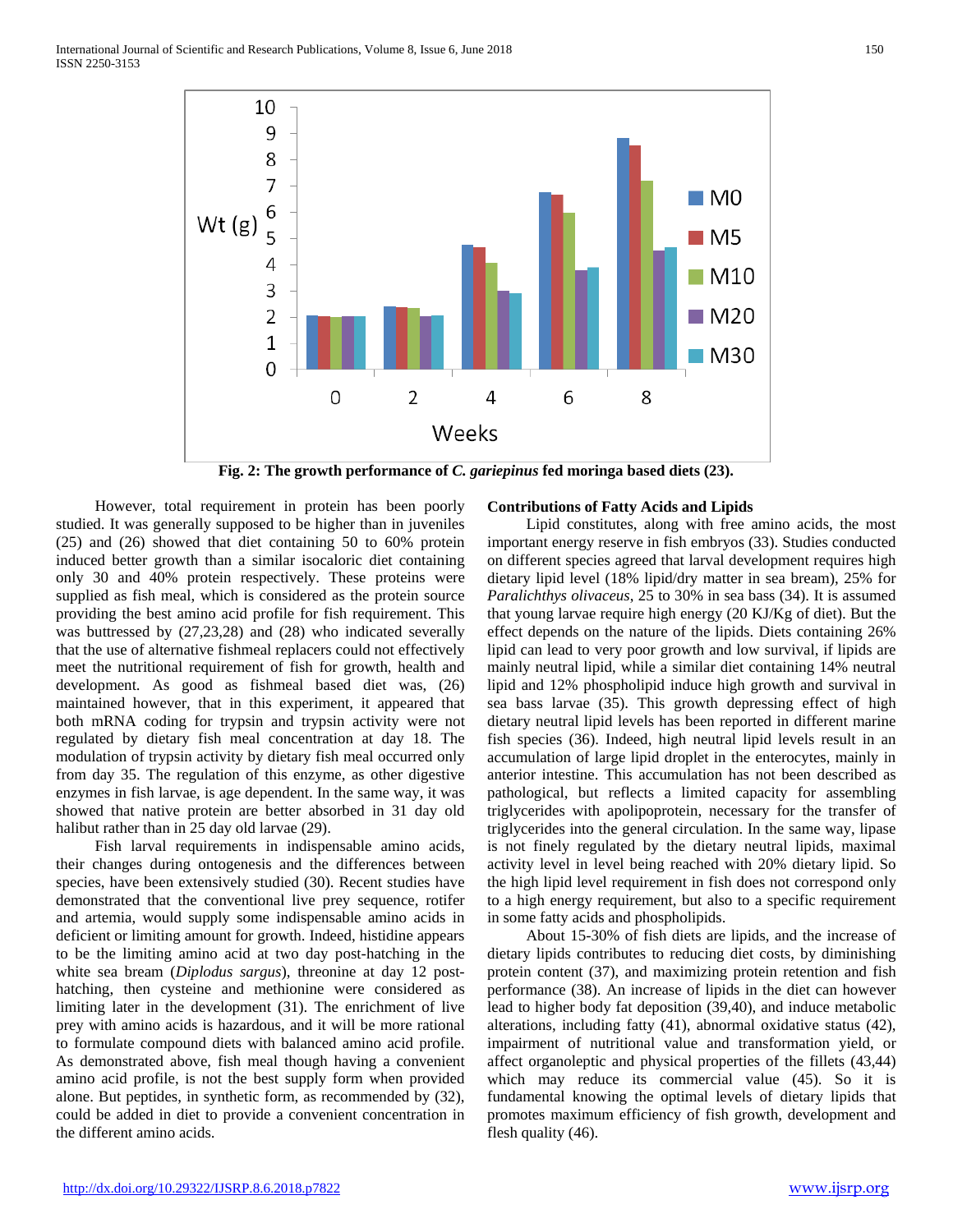Fig. 2: The growth performance of *C. gariepinus* fed moringa based diets (23).

However, total requirement in protein has been poorly studied. It was generally supposed to be higher than in juveniles (25) and (26) showed that diet containing 50 to 60% protein induced better growth than a similar isocaloric diet containing only 30 and 40% protein respectively. These proteins were supplied as fish meal, which is considered as the protein source providing the best amino acid profile for fish requirement. This was buttressed by (27,23,28) and (28) who indicated severally that the use of alternative fishmeal replacers could not effectively meet the nutritional requirement of fish for growth, health and development. As good as fishmeal based diet was, (26) maintained however, that in this experiment, it appeared that both mRNA coding for trypsin and trypsin activity were not regulated by dietary fish meal concentration at day 18. The modulation of trypsin activity by dietary fish meal occurred only from day 35. The regulation of this enzyme, as other digestive enzymes in fish larvae, is age dependent. In the same way, it was showed that native protein are better absorbed in 31 day old halibut rather than in 25 day old larvae (29).

Fish larval requirements in indispensable amino acids, their changes during ontogenesis and the differences between species, have been extensively studied (30). Recent studies have demonstrated that the conventional live prey sequence, rotifer and artemia, would supply some indispensable amino acids in deficient or limiting amount for growth. Indeed, histidine appears to be the limiting amino acid at two day post-hatching in the white sea bream (*Diplodus sargus*), threonine at day 12 post-hatching, then cysteine and methionine were considered as limiting later in the development (31). The enrichment of live prey with amino acids is hazardous, and it will be more rational to formulate compound diets with balanced amino acid profile. As demonstrated above, fish meal though having a convenient amino acid profile, is not the best supply form when provided alone. But peptides, in synthetic form, as recommended by (32), could be added in diet to provide a convenient concentration in the different amino acids.

**Contributions of Fatty Acids and Lipids**

Lipid constitutes, along with free amino acids, the most important energy reserve in fish embryos (33). Studies conducted on different species agreed that larval development requires high dietary lipid level (18% lipid/dry matter in sea bream), 25% for *Paralichthys olivaceus*, 25 to 30% in sea bass (34). It is assumed that young larvae require high energy (20 KJ/Kg of diet). But the effect depends on the nature of the lipids. Diets containing 26% lipid can lead to very poor growth and low survival, if lipids are mainly neutral lipid, while a similar diet containing 14% neutral lipid and 12% phospholipid induce high growth and survival in sea bass larvae (35). This growth depressing effect of high dietary neutral lipid levels has been reported in different marine fish species (36). Indeed, high neutral lipid levels result in an accumulation of large lipid droplet in the enterocytes, mainly in anterior intestine. This accumulation has not been described as pathological, but reflects a limited capacity for assembling triglycerides with apolipoprotein, necessary for the transfer of triglycerides into the general circulation. In the same way, lipase is not finely regulated by the dietary neutral lipids, maximal activity level in level being reached with 20% dietary lipid. So the high lipid level requirement in fish does not correspond only to a high energy requirement, but also to a specific requirement in some fatty acids and phospholipids.

About 15-30% of fish diets are lipids, and the increase of dietary lipids contributes to reducing diet costs, by diminishing protein content (37), and maximizing protein retention and fish performance (38). An increase of lipids in the diet can however lead to higher body fat deposition (39,40), and induce metabolic alterations, including fatty (41), abnormal oxidative status (42), impairment of nutritional value and transformation yield, or affect organoleptic and physical properties of the fillets (43,44) which may reduce its commercial value (45). So it is fundamental knowing the optimal levels of dietary lipids that promotes maximum efficiency of fish growth, development and flesh quality (46).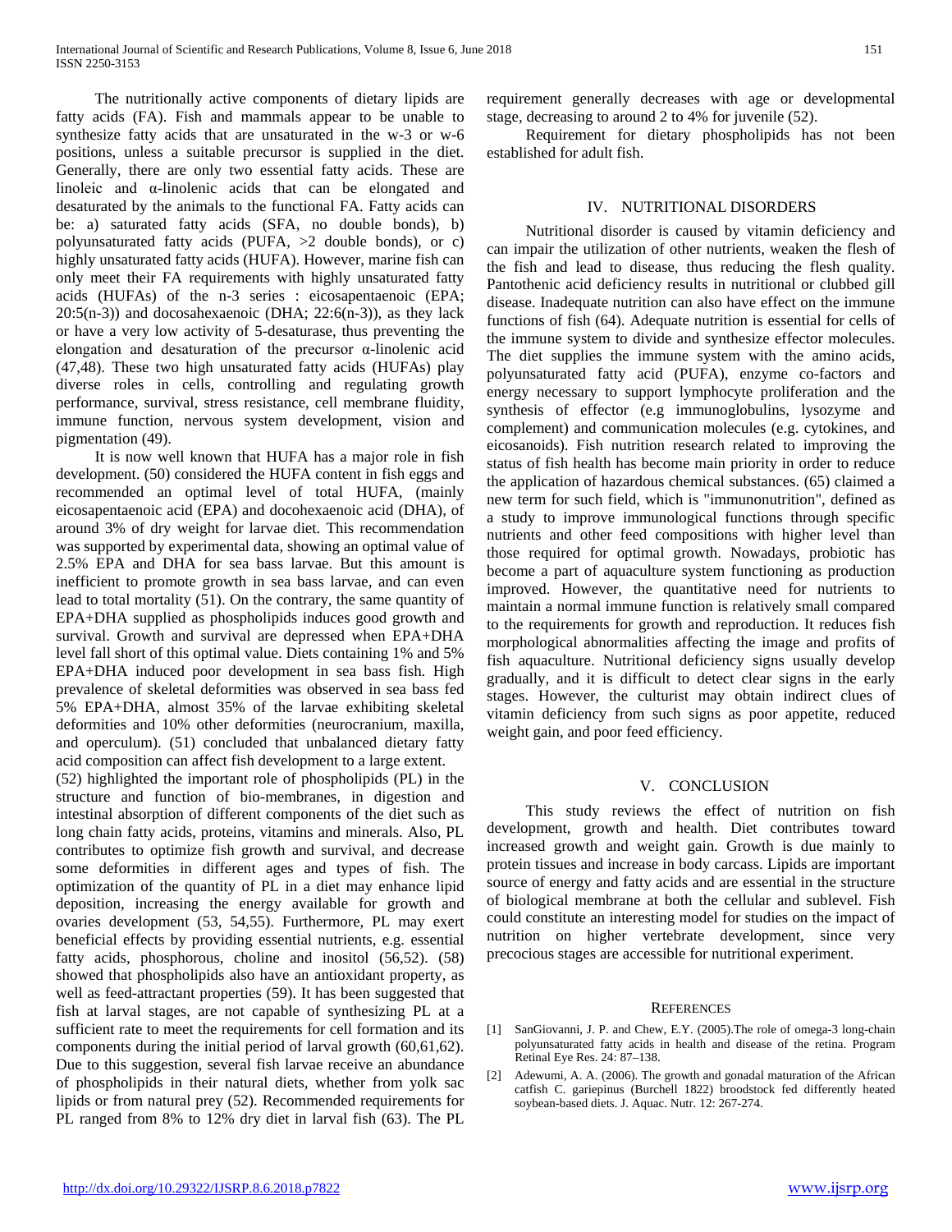The nutritionally active components of dietary lipids are fatty acids (FA). Fish and mammals appear to be unable to synthesize fatty acids that are unsaturated in the w-3 or w-6 positions, unless a suitable precursor is supplied in the diet. Generally, there are only two essential fatty acids. These are linoleic and α-linolenic acids that can be elongated and desaturated by the animals to the functional FA. Fatty acids can be: a) saturated fatty acids (SFA, no double bonds), b) polyunsaturated fatty acids (PUFA, >2 double bonds), or c) highly unsaturated fatty acids (HUFA). However, marine fish can only meet their FA requirements with highly unsaturated fatty acids (HUFAs) of the n-3 series : eicosapentaenoic (EPA; 20:5(n-3)) and docosahexaenoic (DHA; 22:6(n-3)), as they lack or have a very low activity of 5-desaturase, thus preventing the elongation and desaturation of the precursor α-linolenic acid (47,48). These two high unsaturated fatty acids (HUFAs) play diverse roles in cells, controlling and regulating growth performance, survival, stress resistance, cell membrane fluidity, immune function, nervous system development, vision and pigmentation (49).

It is now well known that HUFA has a major role in fish development. (50) considered the HUFA content in fish eggs and recommended an optimal level of total HUFA, (mainly eicosapentaenoic acid (EPA) and docohexaenoic acid (DHA), of around 3% of dry weight for larvae diet. This recommendation was supported by experimental data, showing an optimal value of 2.5% EPA and DHA for sea bass larvae. But this amount is inefficient to promote growth in sea bass larvae, and can even lead to total mortality (51). On the contrary, the same quantity of EPA+DHA supplied as phospholipids induces good growth and survival. Growth and survival are depressed when EPA+DHA level fall short of this optimal value. Diets containing 1% and 5% EPA+DHA induced poor development in sea bass fish. High prevalence of skeletal deformities was observed in sea bass fed 5% EPA+DHA, almost 35% of the larvae exhibiting skeletal deformities and 10% other deformities (neurocranium, maxilla, and operculum). (51) concluded that unbalanced dietary fatty acid composition can affect fish development to a large extent.

(52) highlighted the important role of phospholipids (PL) in the structure and function of bio-membranes, in digestion and intestinal absorption of different components of the diet such as long chain fatty acids, proteins, vitamins and minerals. Also, PL contributes to optimize fish growth and survival, and decrease some deformities in different ages and types of fish. The optimization of the quantity of PL in a diet may enhance lipid deposition, increasing the energy available for growth and ovaries development (53, 54,55). Furthermore, PL may exert beneficial effects by providing essential nutrients, e.g. essential fatty acids, phosphorous, choline and inositol (56,52). (58) showed that phospholipids also have an antioxidant property, as well as feed-attractant properties (59). It has been suggested that fish at larval stages, are not capable of synthesizing PL at a sufficient rate to meet the requirements for cell formation and its components during the initial period of larval growth (60,61,62). Due to this suggestion, several fish larvae receive an abundance of phospholipids in their natural diets, whether from yolk sac lipids or from natural prey (52). Recommended requirements for PL ranged from 8% to 12% dry diet in larval fish (63). The PL requirement generally decreases with age or developmental stage, decreasing to around 2 to 4% for juvenile (52).

Requirement for dietary phospholipids has not been established for adult fish.

## IV. Nutritional Disorders

Nutritional disorder is caused by vitamin deficiency and can impair the utilization of other nutrients, weaken the flesh of the fish and lead to disease, thus reducing the flesh quality. Pantothenic acid deficiency results in nutritional or clubbed gill disease. Inadequate nutrition can also have effect on the immune functions of fish (64). Adequate nutrition is essential for cells of the immune system to divide and synthesize effector molecules. The diet supplies the immune system with the amino acids, polyunsaturated fatty acid (PUFA), enzyme co-factors and energy necessary to support lymphocyte proliferation and the synthesis of effector (e.g immunoglobulins, lysozyme and complement) and communication molecules (e.g. cytokines, and eicosanoids). Fish nutrition research related to improving the status of fish health has become main priority in order to reduce the application of hazardous chemical substances. (65) claimed a new term for such field, which is "immunonutrition", defined as a study to improve immunological functions through specific nutrients and other feed compositions with higher level than those required for optimal growth. Nowadays, probiotic has become a part of aquaculture system functioning as production improved. However, the quantitative need for nutrients to maintain a normal immune function is relatively small compared to the requirements for growth and reproduction. It reduces fish morphological abnormalities affecting the image and profits of fish aquaculture. Nutritional deficiency signs usually develop gradually, and it is difficult to detect clear signs in the early stages. However, the culturist may obtain indirect clues of vitamin deficiency from such signs as poor appetite, reduced weight gain, and poor feed efficiency.

## V. Conclusion

This study reviews the effect of nutrition on fish development, growth and health. Diet contributes toward increased growth and weight gain. Growth is due mainly to protein tissues and increase in body carcass. Lipids are important source of energy and fatty acids and are essential in the structure of biological membrane at both the cellular and sublevel. Fish could constitute an interesting model for studies on the impact of nutrition on higher vertebrate development, since very precocious stages are accessible for nutritional experiment.

## References

[1] SanGiovanni, J. P. and Chew, E.Y. (2005).The role of omega-3 long-chain polyunsaturated fatty acids in health and disease of the retina. Program Retinal Eye Res. 24: 87–138.

[2] Adewumi, A. A. (2006). The growth and gonadal maturation of the African catfish C. gariepinus (Burchell 1822) broodstock fed differently heated soybean-based diets. J. Aquac. Nutr. 12: 267-274.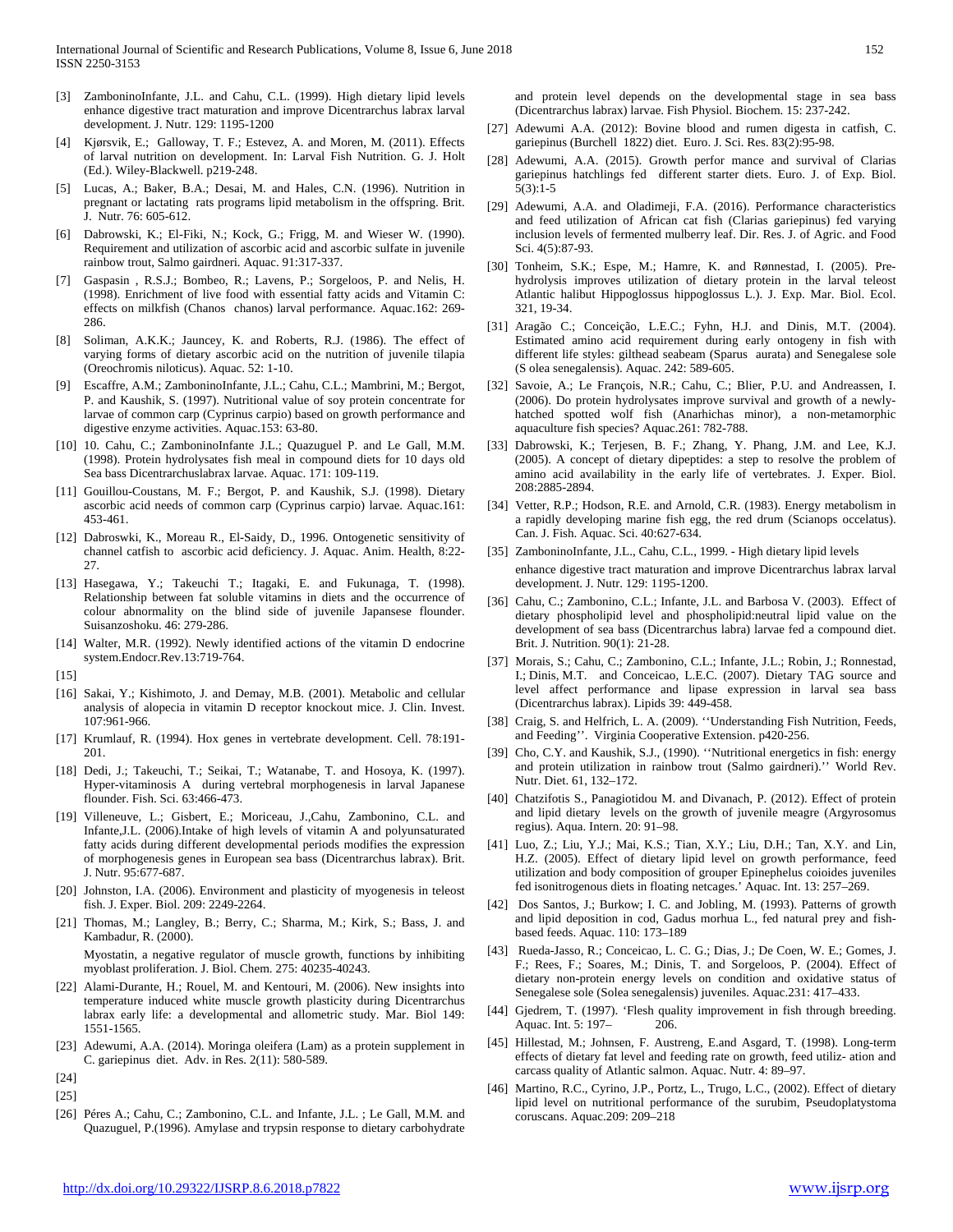[3] ZamboninoInfante, J.L. and Cahu, C.L. (1999). High dietary lipid levels enhance digestive tract maturation and improve Dicentrarchus labrax larval development. J. Nutr. 129: 1195-1200

[4] Kjørsvik, E.; Galloway, T. F.; Estevez, A. and Moren, M. (2011). Effects of larval nutrition on development. In: Larval Fish Nutrition. G. J. Holt (Ed.). Wiley-Blackwell. p219-248.

[5] Lucas, A.; Baker, B.A.; Desai, M. and Hales, C.N. (1996). Nutrition in pregnant or lactating rats programs lipid metabolism in the offspring. Brit. J. Nutr. 76: 605-612.

[6] Dabrowski, K.; El-Fiki, N.; Kock, G.; Frigg, M. and Wieser W. (1990). Requirement and utilization of ascorbic acid and ascorbic sulfate in juvenile rainbow trout, Salmo gairdneri. Aquac. 91:317-337.

[7] Gaspasin , R.S.J.; Bombeo, R.; Lavens, P.; Sorgeloos, P. and Nelis, H. (1998). Enrichment of live food with essential fatty acids and Vitamin C: effects on milkfish (Chanos chanos) larval performance. Aquac.162: 269-286.

[8] Soliman, A.K.K.; Jauncey, K. and Roberts, R.J. (1986). The effect of varying forms of dietary ascorbic acid on the nutrition of juvenile tilapia (Oreochromis niloticus). Aquac. 52: 1-10.

[9] Escaffre, A.M.; ZamboninoInfante, J.L.; Cahu, C.L.; Mambrini, M.; Bergot, P. and Kaushik, S. (1997). Nutritional value of soy protein concentrate for larvae of common carp (Cyprinus carpio) based on growth performance and digestive enzyme activities. Aquac.153: 63-80.

[10] 10. Cahu, C.; ZamboninoInfante J.L.; Quazuguel P. and Le Gall, M.M. (1998). Protein hydrolysates fish meal in compound diets for 10 days old Sea bass Dicentrarchuslabrax larvae. Aquac. 171: 109-119.

[11] Gouillou-Coustans, M. F.; Bergot, P. and Kaushik, S.J. (1998). Dietary ascorbic acid needs of common carp (Cyprinus carpio) larvae. Aquac.161: 453-461.

[12] Dabroswki, K., Moreau R., El-Saidy, D., 1996. Ontogenetic sensitivity of channel catfish to ascorbic acid deficiency. J. Aquac. Anim. Health, 8:22-27.

[13] Hasegawa, Y.; Takeuchi T.; Itagaki, E. and Fukunaga, T. (1998). Relationship between fat soluble vitamins in diets and the occurrence of colour abnormality on the blind side of juvenile Japansese flounder. Suisanzoshoku. 46: 279-286.

[14] Walter, M.R. (1992). Newly identified actions of the vitamin D endocrine system.Endocr.Rev.13:719-764.

[15]

[16] Sakai, Y.; Kishimoto, J. and Demay, M.B. (2001). Metabolic and cellular analysis of alopecia in vitamin D receptor knockout mice. J. Clin. Invest. 107:961-966.

[17] Krumlauf, R. (1994). Hox genes in vertebrate development. Cell. 78:191-201.

[18] Dedi, J.; Takeuchi, T.; Seikai, T.; Watanabe, T. and Hosoya, K. (1997). Hyper-vitaminosis A during vertebral morphogenesis in larval Japanese flounder. Fish. Sci. 63:466-473.

[19] Villeneuve, L.; Gisbert, E.; Moriceau, J.,Cahu, Zambonino, C.L. and Infante,J.L. (2006).Intake of high levels of vitamin A and polyunsaturated fatty acids during different developmental periods modifies the expression of morphogenesis genes in European sea bass (Dicentrarchus labrax). Brit. J. Nutr. 95:677-687.

[20] Johnston, I.A. (2006). Environment and plasticity of myogenesis in teleost fish. J. Exper. Biol. 209: 2249-2264.

[21] Thomas, M.; Langley, B.; Berry, C.; Sharma, M.; Kirk, S.; Bass, J. and Kambadur, R. (2000).

Myostatin, a negative regulator of muscle growth, functions by inhibiting myoblast proliferation. J. Biol. Chem. 275: 40235-40243.

[22] Alami-Durante, H.; Rouel, M. and Kentouri, M. (2006). New insights into temperature induced white muscle growth plasticity during Dicentrarchus labrax early life: a developmental and allometric study. Mar. Biol 149: 1551-1565.

[23] Adewumi, A.A. (2014). Moringa oleifera (Lam) as a protein supplement in C. gariepinus diet. Adv. in Res. 2(11): 580-589.

[24]

[25]

[26] Péres A.; Cahu, C.; Zambonino, C.L. and Infante, J.L. ; Le Gall, M.M. and Quazuguel, P.(1996). Amylase and trypsin response to dietary carbohydrate and protein level depends on the developmental stage in sea bass (Dicentrarchus labrax) larvae. Fish Physiol. Biochem. 15: 237-242.

[27] Adewumi A.A. (2012): Bovine blood and rumen digesta in catfish, C. gariepinus (Burchell 1822) diet. Euro. J. Sci. Res. 83(2):95-98.

[28] Adewumi, A.A. (2015). Growth perfor mance and survival of Clarias gariepinus hatchlings fed different starter diets. Euro. J. of Exp. Biol. 5(3):1-5

[29] Adewumi, A.A. and Oladimeji, F.A. (2016). Performance characteristics and feed utilization of African cat fish (Clarias gariepinus) fed varying inclusion levels of fermented mulberry leaf. Dir. Res. J. of Agric. and Food Sci. 4(5):87-93.

[30] Tonheim, S.K.; Espe, M.; Hamre, K. and Rønnestad, I. (2005). Pre-hydrolysis improves utilization of dietary protein in the larval teleost Atlantic halibut Hippoglossus hippoglossus L.). J. Exp. Mar. Biol. Ecol. 321, 19-34.

[31] Aragão C.; Conceição, L.E.C.; Fyhn, H.J. and Dinis, M.T. (2004). Estimated amino acid requirement during early ontogeny in fish with different life styles: gilthead seabeam (Sparus aurata) and Senegalese sole (S olea senegalensis). Aquac. 242: 589-605.

[32] Savoie, A.; Le François, N.R.; Cahu, C.; Blier, P.U. and Andreassen, I. (2006). Do protein hydrolysates improve survival and growth of a newly-hatched spotted wolf fish (Anarhichas minor), a non-metamorphic aquaculture fish species? Aquac.261: 782-788.

[33] Dabrowski, K.; Terjesen, B. F.; Zhang, Y. Phang, J.M. and Lee, K.J. (2005). A concept of dietary dipeptides: a step to resolve the problem of amino acid availability in the early life of vertebrates. J. Exper. Biol. 208:2885-2894.

[34] Vetter, R.P.; Hodson, R.E. and Arnold, C.R. (1983). Energy metabolism in a rapidly developing marine fish egg, the red drum (Scianops occelatus). Can. J. Fish. Aquac. Sci. 40:627-634.

[35] ZamboninoInfante, J.L., Cahu, C.L., 1999. - High dietary lipid levels

enhance digestive tract maturation and improve Dicentrarchus labrax larval development. J. Nutr. 129: 1195-1200.

[36] Cahu, C.; Zambonino, C.L.; Infante, J.L. and Barbosa V. (2003). Effect of dietary phospholipid level and phospholipid:neutral lipid value on the development of sea bass (Dicentrarchus labra) larvae fed a compound diet. Brit. J. Nutrition. 90(1): 21-28.

[37] Morais, S.; Cahu, C.; Zambonino, C.L.; Infante, J.L.; Robin, J.; Ronnestad, I.; Dinis, M.T. and Conceicao, L.E.C. (2007). Dietary TAG source and level affect performance and lipase expression in larval sea bass (Dicentrarchus labrax). Lipids 39: 449-458.

[38] Craig, S. and Helfrich, L. A. (2009). ''Understanding Fish Nutrition, Feeds, and Feeding''. Virginia Cooperative Extension. p420-256.

[39] Cho, C.Y. and Kaushik, S.J., (1990). ''Nutritional energetics in fish: energy and protein utilization in rainbow trout (Salmo gairdneri).'' World Rev. Nutr. Diet. 61, 132–172.

[40] Chatzifotis S., Panagiotidou M. and Divanach, P. (2012). Effect of protein and lipid dietary levels on the growth of juvenile meagre (Argyrosomus regius). Aqua. Intern. 20: 91–98.

[41] Luo, Z.; Liu, Y.J.; Mai, K.S.; Tian, X.Y.; Liu, D.H.; Tan, X.Y. and Lin, H.Z. (2005). Effect of dietary lipid level on growth performance, feed utilization and body composition of grouper Epinephelus coioides juveniles fed isonitrogenous diets in floating netcages.' Aquac. Int. 13: 257–269.

[42] Dos Santos, J.; Burkow; I. C. and Jobling, M. (1993). Patterns of growth and lipid deposition in cod, Gadus morhua L., fed natural prey and fish-based feeds. Aquac. 110: 173–189

[43] Rueda-Jasso, R.; Conceicao, L. C. G.; Dias, J.; De Coen, W. E.; Gomes, J. F.; Rees, F.; Soares, M.; Dinis, T. and Sorgeloos, P. (2004). Effect of dietary non-protein energy levels on condition and oxidative status of Senegalese sole (Solea senegalensis) juveniles. Aquac.231: 417–433.

[44] Gjedrem, T. (1997). 'Flesh quality improvement in fish through breeding. Aquac. Int. 5: 197– 206.

[45] Hillestad, M.; Johnsen, F. Austreng, E.and Asgard, T. (1998). Long-term effects of dietary fat level and feeding rate on growth, feed utiliz- ation and carcass quality of Atlantic salmon. Aquac. Nutr. 4: 89–97.

[46] Martino, R.C., Cyrino, J.P., Portz, L., Trugo, L.C., (2002). Effect of dietary lipid level on nutritional performance of the surubim, Pseudoplatystoma coruscans. Aquac.209: 209–218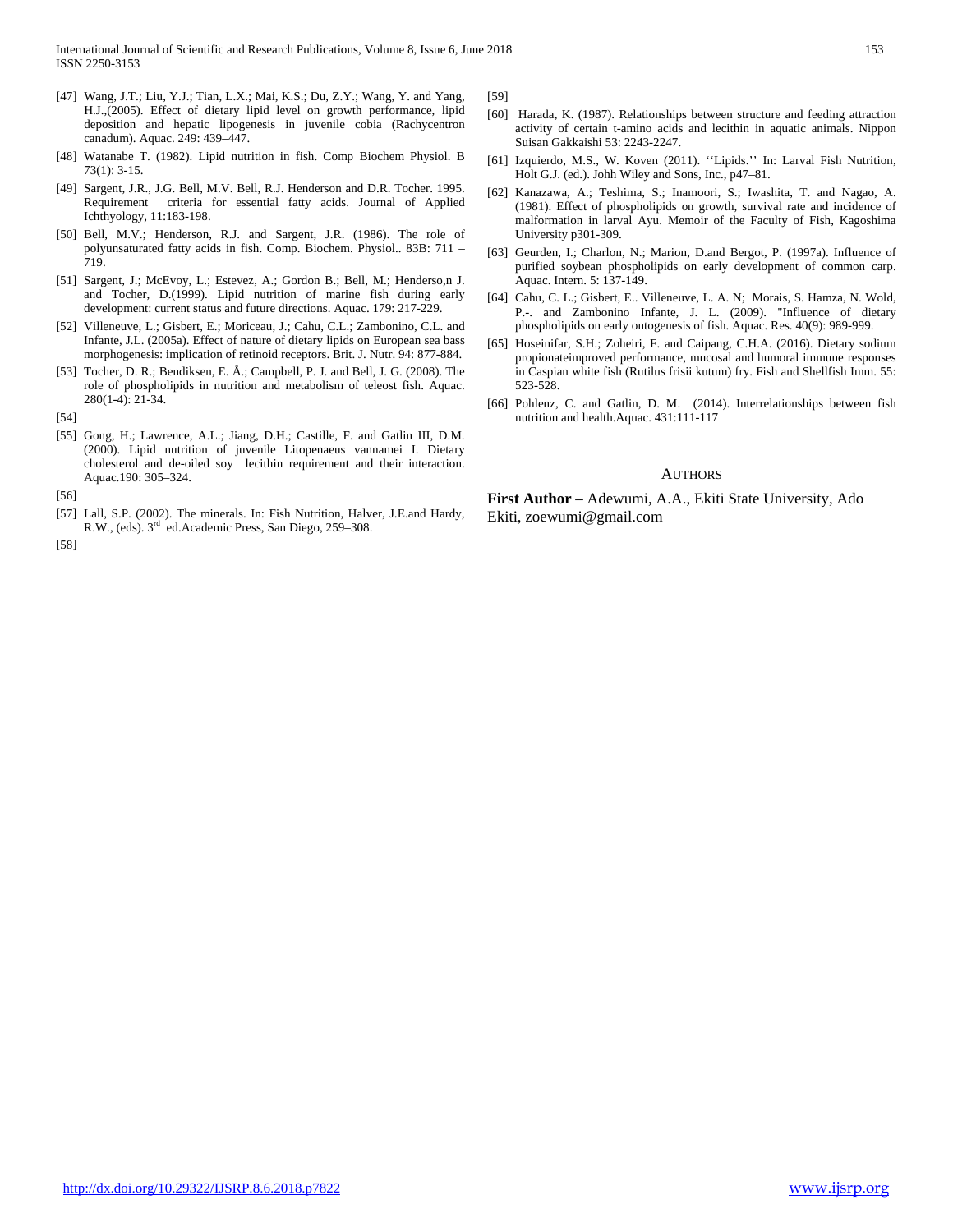[47] Wang, J.T.; Liu, Y.J.; Tian, L.X.; Mai, K.S.; Du, Z.Y.; Wang, Y. and Yang, H.J.,(2005). Effect of dietary lipid level on growth performance, lipid deposition and hepatic lipogenesis in juvenile cobia (Rachycentron canadum). Aquac. 249: 439–447.

[48] Watanabe T. (1982). Lipid nutrition in fish. Comp Biochem Physiol. B 73(1): 3-15.

[49] Sargent, J.R., J.G. Bell, M.V. Bell, R.J. Henderson and D.R. Tocher. 1995. Requirement criteria for essential fatty acids. Journal of Applied Ichthyology, 11:183-198.

[50] Bell, M.V.; Henderson, R.J. and Sargent, J.R. (1986). The role of polyunsaturated fatty acids in fish. Comp. Biochem. Physiol.. 83B: 711 – 719.

[51] Sargent, J.; McEvoy, L.; Estevez, A.; Gordon B.; Bell, M.; Henderso,n J. and Tocher, D.(1999). Lipid nutrition of marine fish during early development: current status and future directions. Aquac. 179: 217-229.

[52] Villeneuve, L.; Gisbert, E.; Moriceau, J.; Cahu, C.L.; Zambonino, C.L. and Infante, J.L. (2005a). Effect of nature of dietary lipids on European sea bass morphogenesis: implication of retinoid receptors. Brit. J. Nutr. 94: 877-884.

[53] Tocher, D. R.; Bendiksen, E. Å.; Campbell, P. J. and Bell, J. G. (2008). The role of phospholipids in nutrition and metabolism of teleost fish. Aquac. 280(1-4): 21-34.

[54]

[55] Gong, H.; Lawrence, A.L.; Jiang, D.H.; Castille, F. and Gatlin III, D.M. (2000). Lipid nutrition of juvenile Litopenaeus vannamei I. Dietary cholesterol and de-oiled soy lecithin requirement and their interaction. Aquac.190: 305–324.

[56]

[57] Lall, S.P. (2002). The minerals. In: Fish Nutrition, Halver, J.E.and Hardy, R.W., (eds). 3rd ed.Academic Press, San Diego, 259–308.

[58]

[59]

[60] Harada, K. (1987). Relationships between structure and feeding attraction activity of certain t-amino acids and lecithin in aquatic animals. Nippon Suisan Gakkaishi 53: 2243-2247.

[61] Izquierdo, M.S., W. Koven (2011). ‘‘Lipids.’’ In: Larval Fish Nutrition, Holt G.J. (ed.). Johh Wiley and Sons, Inc., p47–81.

[62] Kanazawa, A.; Teshima, S.; Inamoori, S.; Iwashita, T. and Nagao, A. (1981). Effect of phospholipids on growth, survival rate and incidence of malformation in larval Ayu. Memoir of the Faculty of Fish, Kagoshima University p301-309.

[63] Geurden, I.; Charlon, N.; Marion, D.and Bergot, P. (1997a). Influence of purified soybean phospholipids on early development of common carp. Aquac. Intern. 5: 137-149.

[64] Cahu, C. L.; Gisbert, E.. Villeneuve, L. A. N; Morais, S. Hamza, N. Wold, P.-. and Zambonino Infante, J. L. (2009). "Influence of dietary phospholipids on early ontogenesis of fish. Aquac. Res. 40(9): 989-999.

[65] Hoseinifar, S.H.; Zoheiri, F. and Caipang, C.H.A. (2016). Dietary sodium propionateimproved performance, mucosal and humoral immune responses in Caspian white fish (Rutilus frisii kutum) fry. Fish and Shellfish Imm. 55: 523-528.

[66] Pohlenz, C. and Gatlin, D. M. (2014). Interrelationships between fish nutrition and health.Aquac. 431:111-117

## Authors

**First Author** – Adewumi, A.A., Ekiti State University, Ado Ekiti, zoewumi@gmail.com